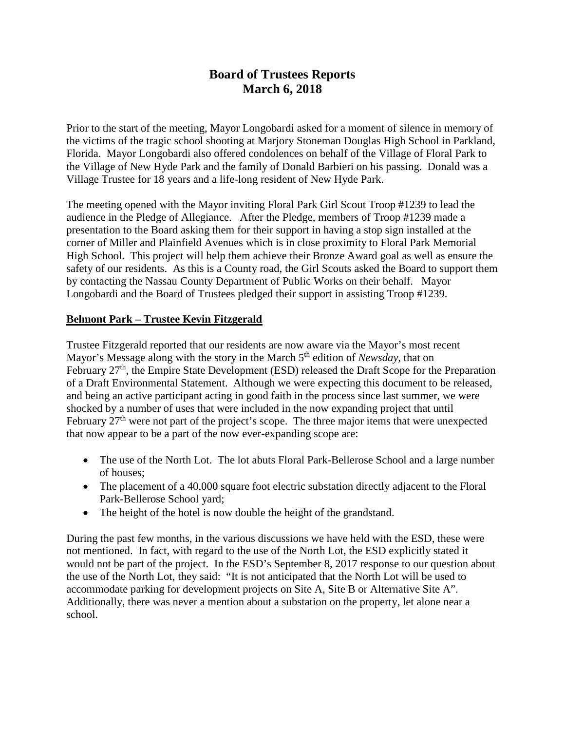# Board of Trustees Reports
# March 6, 2018

Prior to the start of the meeting, Mayor Longobardi asked for a moment of silence in memory of the victims of the tragic school shooting at Marjory Stoneman Douglas High School in Parkland, Florida. Mayor Longobardi also offered condolences on behalf of the Village of Floral Park to the Village of New Hyde Park and the family of Donald Barbieri on his passing. Donald was a Village Trustee for 18 years and a life-long resident of New Hyde Park.

The meeting opened with the Mayor inviting Floral Park Girl Scout Troop #1239 to lead the audience in the Pledge of Allegiance. After the Pledge, members of Troop #1239 made a presentation to the Board asking them for their support in having a stop sign installed at the corner of Miller and Plainfield Avenues which is in close proximity to Floral Park Memorial High School. This project will help them achieve their Bronze Award goal as well as ensure the safety of our residents. As this is a County road, the Girl Scouts asked the Board to support them by contacting the Nassau County Department of Public Works on their behalf. Mayor Longobardi and the Board of Trustees pledged their support in assisting Troop #1239.

**Belmont Park – Trustee Kevin Fitzgerald**

Trustee Fitzgerald reported that our residents are now aware via the Mayor's most recent Mayor's Message along with the story in the March 5th edition of *Newsday*, that on February 27th, the Empire State Development (ESD) released the Draft Scope for the Preparation of a Draft Environmental Statement. Although we were expecting this document to be released, and being an active participant acting in good faith in the process since last summer, we were shocked by a number of uses that were included in the now expanding project that until February 27th were not part of the project's scope. The three major items that were unexpected that now appear to be a part of the now ever-expanding scope are:

- The use of the North Lot. The lot abuts Floral Park-Bellerose School and a large number of houses;
- The placement of a 40,000 square foot electric substation directly adjacent to the Floral Park-Bellerose School yard;
- The height of the hotel is now double the height of the grandstand.

During the past few months, in the various discussions we have held with the ESD, these were not mentioned. In fact, with regard to the use of the North Lot, the ESD explicitly stated it would not be part of the project. In the ESD's September 8, 2017 response to our question about the use of the North Lot, they said: "It is not anticipated that the North Lot will be used to accommodate parking for development projects on Site A, Site B or Alternative Site A". Additionally, there was never a mention about a substation on the property, let alone near a school.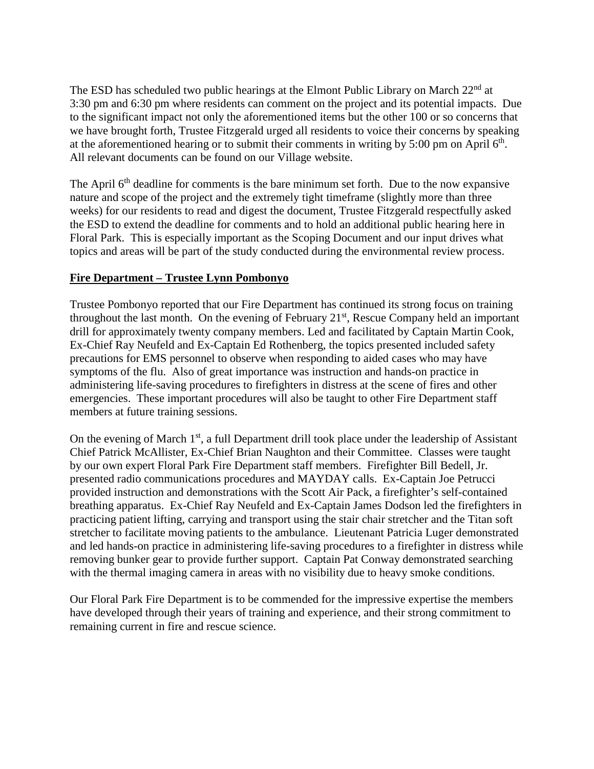The ESD has scheduled two public hearings at the Elmont Public Library on March 22nd at 3:30 pm and 6:30 pm where residents can comment on the project and its potential impacts. Due to the significant impact not only the aforementioned items but the other 100 or so concerns that we have brought forth, Trustee Fitzgerald urged all residents to voice their concerns by speaking at the aforementioned hearing or to submit their comments in writing by 5:00 pm on April 6th. All relevant documents can be found on our Village website.

The April 6th deadline for comments is the bare minimum set forth. Due to the now expansive nature and scope of the project and the extremely tight timeframe (slightly more than three weeks) for our residents to read and digest the document, Trustee Fitzgerald respectfully asked the ESD to extend the deadline for comments and to hold an additional public hearing here in Floral Park. This is especially important as the Scoping Document and our input drives what topics and areas will be part of the study conducted during the environmental review process.

**Fire Department – Trustee Lynn Pombonyo**

Trustee Pombonyo reported that our Fire Department has continued its strong focus on training throughout the last month. On the evening of February 21st, Rescue Company held an important drill for approximately twenty company members. Led and facilitated by Captain Martin Cook, Ex-Chief Ray Neufeld and Ex-Captain Ed Rothenberg, the topics presented included safety precautions for EMS personnel to observe when responding to aided cases who may have symptoms of the flu. Also of great importance was instruction and hands-on practice in administering life-saving procedures to firefighters in distress at the scene of fires and other emergencies. These important procedures will also be taught to other Fire Department staff members at future training sessions.

On the evening of March 1st, a full Department drill took place under the leadership of Assistant Chief Patrick McAllister, Ex-Chief Brian Naughton and their Committee. Classes were taught by our own expert Floral Park Fire Department staff members. Firefighter Bill Bedell, Jr. presented radio communications procedures and MAYDAY calls. Ex-Captain Joe Petrucci provided instruction and demonstrations with the Scott Air Pack, a firefighter's self-contained breathing apparatus. Ex-Chief Ray Neufeld and Ex-Captain James Dodson led the firefighters in practicing patient lifting, carrying and transport using the stair chair stretcher and the Titan soft stretcher to facilitate moving patients to the ambulance. Lieutenant Patricia Luger demonstrated and led hands-on practice in administering life-saving procedures to a firefighter in distress while removing bunker gear to provide further support. Captain Pat Conway demonstrated searching with the thermal imaging camera in areas with no visibility due to heavy smoke conditions.

Our Floral Park Fire Department is to be commended for the impressive expertise the members have developed through their years of training and experience, and their strong commitment to remaining current in fire and rescue science.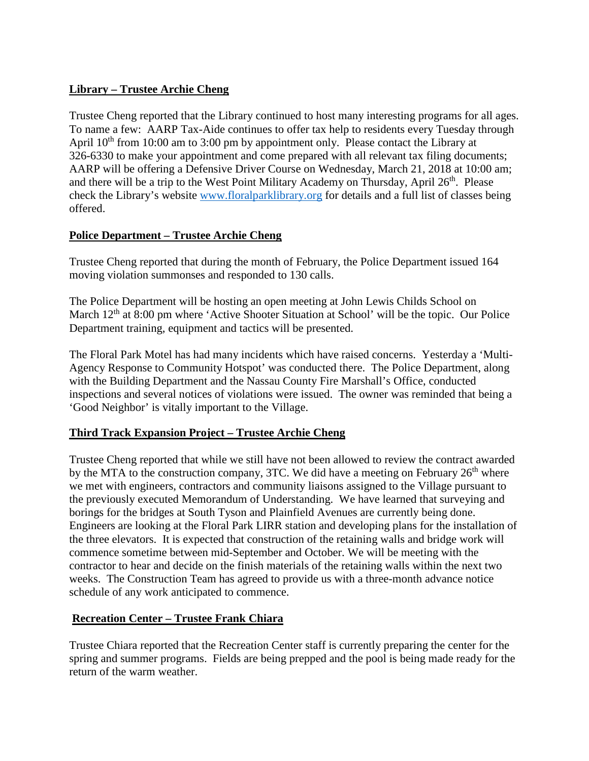**Library – Trustee Archie Cheng**

Trustee Cheng reported that the Library continued to host many interesting programs for all ages. To name a few: AARP Tax-Aide continues to offer tax help to residents every Tuesday through April 10th from 10:00 am to 3:00 pm by appointment only. Please contact the Library at 326-6330 to make your appointment and come prepared with all relevant tax filing documents; AARP will be offering a Defensive Driver Course on Wednesday, March 21, 2018 at 10:00 am; and there will be a trip to the West Point Military Academy on Thursday, April 26th. Please check the Library's website www.floralparklibrary.org for details and a full list of classes being offered.

**Police Department – Trustee Archie Cheng**

Trustee Cheng reported that during the month of February, the Police Department issued 164 moving violation summonses and responded to 130 calls.

The Police Department will be hosting an open meeting at John Lewis Childs School on March 12th at 8:00 pm where 'Active Shooter Situation at School' will be the topic. Our Police Department training, equipment and tactics will be presented.

The Floral Park Motel has had many incidents which have raised concerns. Yesterday a 'Multi-Agency Response to Community Hotspot' was conducted there. The Police Department, along with the Building Department and the Nassau County Fire Marshall's Office, conducted inspections and several notices of violations were issued. The owner was reminded that being a 'Good Neighbor' is vitally important to the Village.

**Third Track Expansion Project – Trustee Archie Cheng**

Trustee Cheng reported that while we still have not been allowed to review the contract awarded by the MTA to the construction company, 3TC. We did have a meeting on February 26th where we met with engineers, contractors and community liaisons assigned to the Village pursuant to the previously executed Memorandum of Understanding. We have learned that surveying and borings for the bridges at South Tyson and Plainfield Avenues are currently being done. Engineers are looking at the Floral Park LIRR station and developing plans for the installation of the three elevators. It is expected that construction of the retaining walls and bridge work will commence sometime between mid-September and October. We will be meeting with the contractor to hear and decide on the finish materials of the retaining walls within the next two weeks. The Construction Team has agreed to provide us with a three-month advance notice schedule of any work anticipated to commence.

**Recreation Center – Trustee Frank Chiara**

Trustee Chiara reported that the Recreation Center staff is currently preparing the center for the spring and summer programs. Fields are being prepped and the pool is being made ready for the return of the warm weather.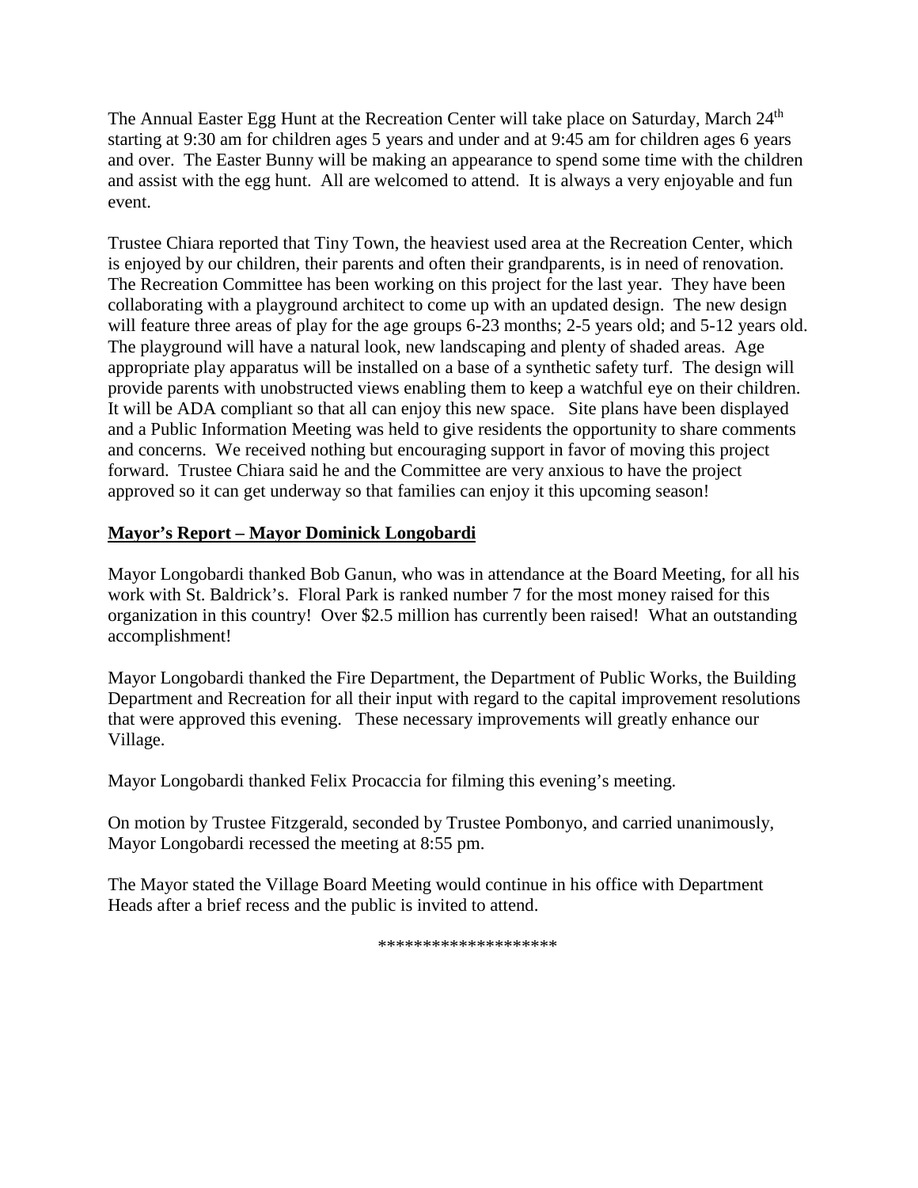The Annual Easter Egg Hunt at the Recreation Center will take place on Saturday, March 24th starting at 9:30 am for children ages 5 years and under and at 9:45 am for children ages 6 years and over. The Easter Bunny will be making an appearance to spend some time with the children and assist with the egg hunt. All are welcomed to attend. It is always a very enjoyable and fun event.

Trustee Chiara reported that Tiny Town, the heaviest used area at the Recreation Center, which is enjoyed by our children, their parents and often their grandparents, is in need of renovation. The Recreation Committee has been working on this project for the last year. They have been collaborating with a playground architect to come up with an updated design. The new design will feature three areas of play for the age groups 6-23 months; 2-5 years old; and 5-12 years old. The playground will have a natural look, new landscaping and plenty of shaded areas. Age appropriate play apparatus will be installed on a base of a synthetic safety turf. The design will provide parents with unobstructed views enabling them to keep a watchful eye on their children. It will be ADA compliant so that all can enjoy this new space. Site plans have been displayed and a Public Information Meeting was held to give residents the opportunity to share comments and concerns. We received nothing but encouraging support in favor of moving this project forward. Trustee Chiara said he and the Committee are very anxious to have the project approved so it can get underway so that families can enjoy it this upcoming season!

**Mayor's Report – Mayor Dominick Longobardi**

Mayor Longobardi thanked Bob Ganun, who was in attendance at the Board Meeting, for all his work with St. Baldrick's. Floral Park is ranked number 7 for the most money raised for this organization in this country! Over $2.5 million has currently been raised! What an outstanding accomplishment!

Mayor Longobardi thanked the Fire Department, the Department of Public Works, the Building Department and Recreation for all their input with regard to the capital improvement resolutions that were approved this evening. These necessary improvements will greatly enhance our Village.

Mayor Longobardi thanked Felix Procaccia for filming this evening's meeting.

On motion by Trustee Fitzgerald, seconded by Trustee Pombonyo, and carried unanimously, Mayor Longobardi recessed the meeting at 8:55 pm.

The Mayor stated the Village Board Meeting would continue in his office with Department Heads after a brief recess and the public is invited to attend.

\*\*\*\*\*\*\*\*\*\*\*\*\*\*\*\*\*\*\*